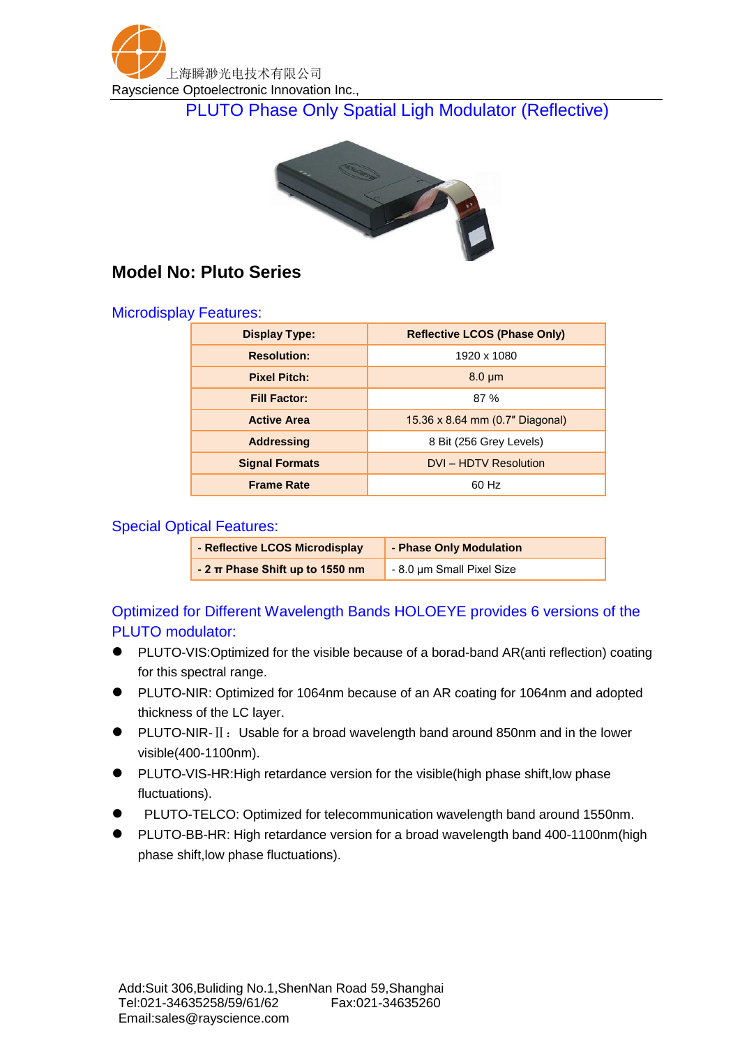上海瞬渺光电技术有限公司
Rayscience Optoelectronic Innovation Inc.,

# PLUTO Phase Only Spatial Ligh Modulator (Reflective)

## Model No: Pluto Series

### Microdisplay Features:

| Display Type: | Reflective LCOS (Phase Only) |
|---|---|
| Resolution: | 1920 x 1080 |
| Pixel Pitch: | 8.0 µm |
| Fill Factor: | 87 % |
| Active Area | 15.36 x 8.64 mm (0.7″ Diagonal) |
| Addressing | 8 Bit (256 Grey Levels) |
| Signal Formats | DVI – HDTV Resolution |
| Frame Rate | 60 Hz |

### Special Optical Features:

| - Reflective LCOS Microdisplay | - Phase Only Modulation |
|---|---|
| - 2 π Phase Shift up to 1550 nm | - 8.0 µm Small Pixel Size |

### Optimized for Different Wavelength Bands HOLOEYE provides 6 versions of the PLUTO modulator:

- PLUTO-VIS:Optimized for the visible because of a borad-band AR(anti reflection) coating for this spectral range.
- PLUTO-NIR: Optimized for 1064nm because of an AR coating for 1064nm and adopted thickness of the LC layer.
- PLUTO-NIR-Ⅱ：Usable for a broad wavelength band around 850nm and in the lower visible(400-1100nm).
- PLUTO-VIS-HR:High retardance version for the visible(high phase shift,low phase fluctuations).
- PLUTO-TELCO: Optimized for telecommunication wavelength band around 1550nm.
- PLUTO-BB-HR: High retardance version for a broad wavelength band 400-1100nm(high phase shift,low phase fluctuations).

Add:Suit 306,Buliding No.1,ShenNan Road 59,Shanghai
Tel:021-34635258/59/61/62 Fax:021-34635260
Email:sales@rayscience.com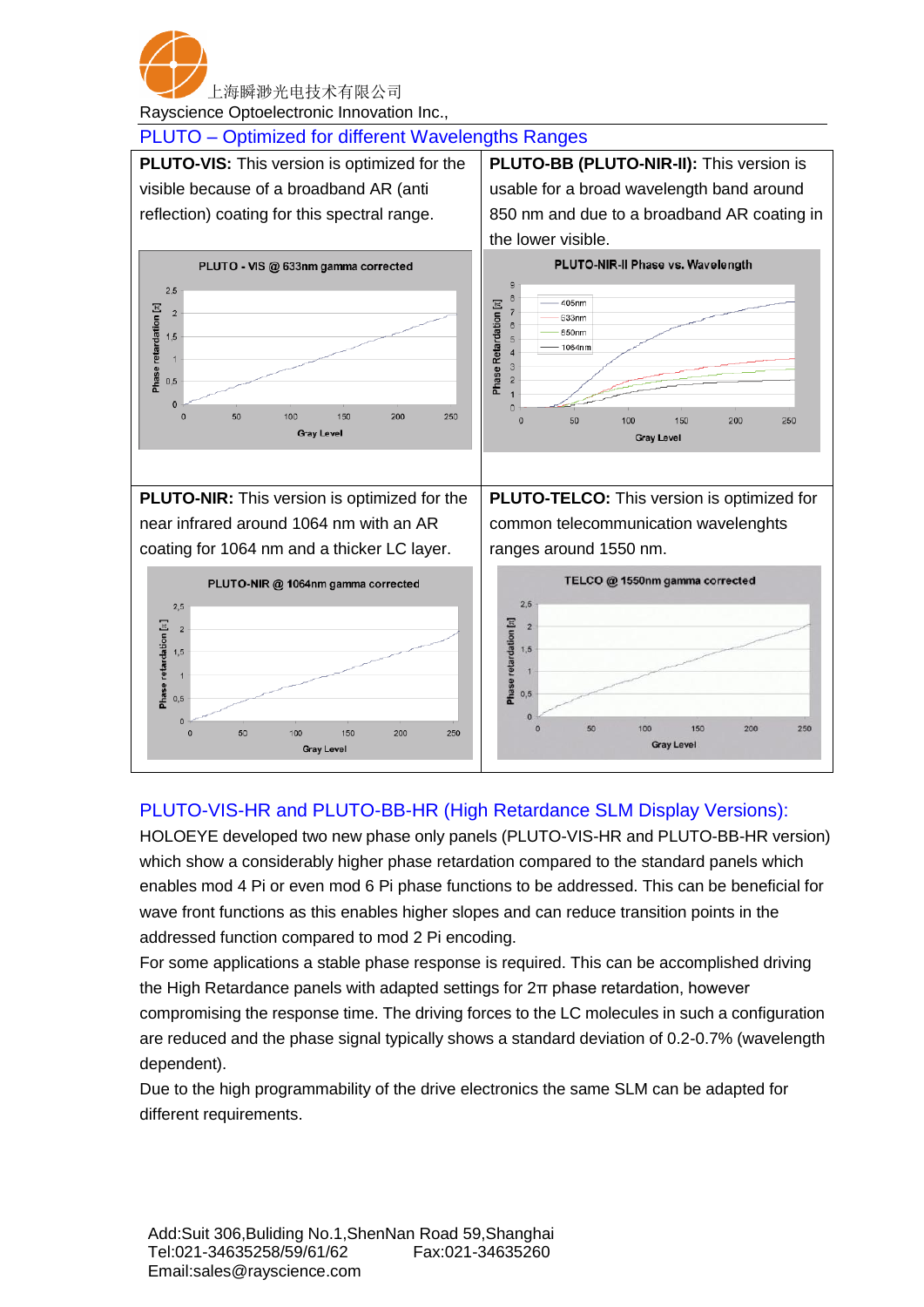上海瞬渺光电技术有限公司
Rayscience Optoelectronic Innovation Inc.,

## PLUTO – Optimized for different Wavelengths Ranges

**PLUTO-VIS:** This version is optimized for the visible because of a broadband AR (anti reflection) coating for this spectral range.

**PLUTO-BB (PLUTO-NIR-II):** This version is usable for a broad wavelength band around 850 nm and due to a broadband AR coating in the lower visible.

**PLUTO-NIR:** This version is optimized for the near infrared around 1064 nm with an AR coating for 1064 nm and a thicker LC layer.

**PLUTO-TELCO:** This version is optimized for common telecommunication wavelenghts ranges around 1550 nm.

## PLUTO-VIS-HR and PLUTO-BB-HR (High Retardance SLM Display Versions):

HOLOEYE developed two new phase only panels (PLUTO-VIS-HR and PLUTO-BB-HR version) which show a considerably higher phase retardation compared to the standard panels which enables mod 4 Pi or even mod 6 Pi phase functions to be addressed. This can be beneficial for wave front functions as this enables higher slopes and can reduce transition points in the addressed function compared to mod 2 Pi encoding.

For some applications a stable phase response is required. This can be accomplished driving the High Retardance panels with adapted settings for $2\pi$ phase retardation, however compromising the response time. The driving forces to the LC molecules in such a configuration are reduced and the phase signal typically shows a standard deviation of 0.2-0.7% (wavelength dependent).

Due to the high programmability of the drive electronics the same SLM can be adapted for different requirements.

Add:Suit 306,Buliding No.1,ShenNan Road 59,Shanghai
Tel:021-34635258/59/61/62 Fax:021-34635260
Email:sales@rayscience.com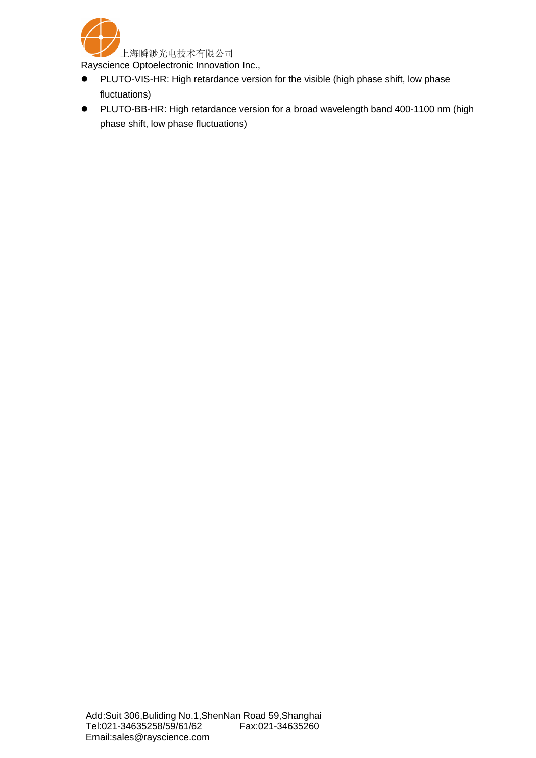- PLUTO-VIS-HR: High retardance version for the visible (high phase shift, low phase fluctuations)
- PLUTO-BB-HR: High retardance version for a broad wavelength band 400-1100 nm (high phase shift, low phase fluctuations)